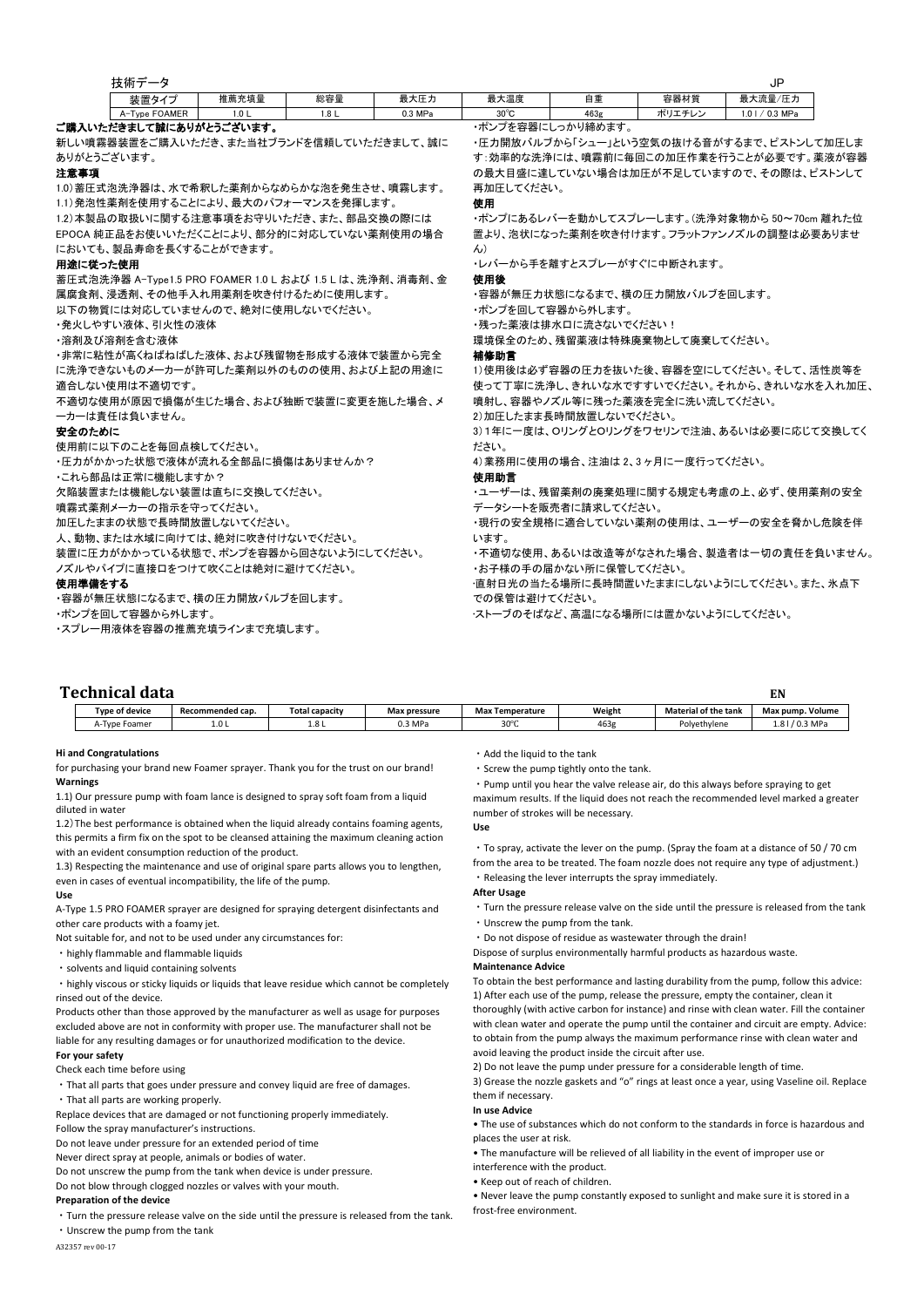## 技術データ

JP

| 装置タイプ | 推薦充填量 | 総容量 | 最大圧力 | 最大温度 | 自重 | 容器材質 | 最大流量/圧力 |
| --- | --- | --- | --- | --- | --- | --- | --- |
| A-Type FOAMER | 1.0 L | 1.8 L | 0.3 MPa | 30℃ | 463g | ポリエチレン | 1.0 l / 0.3 MPa |

**ご購入いただきまして誠にありがとうございます。**

新しい噴霧器装置をご購入いただき、また当社ブランドを信頼していただきまして、誠にありがとうございます。

**注意事項**

1.0）蓄圧式泡洗浄器は、水で希釈した薬剤からなめらかな泡を発生させ、噴霧します。

1.1）発泡性薬剤を使用することにより、最大のパフォーマンスを発揮します。

1.2）本製品の取扱いに関する注意事項をお守りいただき、また、部品交換の際にはEPOCA純正品をお使いいただくことにより、部分的に対応していない薬剤使用の場合においても、製品寿命を長くすることができます。

**用途に従った使用**

蓄圧式泡洗浄器 A-Type1.5 PRO FOAMER 1.0 L および 1.5 L は、洗浄剤、消毒剤、金属腐食剤、浸透剤、その他手入れ用薬剤を吹き付けるために使用します。

以下の物質には対応していませんので、絶対に使用しないでください。

・発火しやすい液体、引火性の液体

・溶剤及び溶剤を含む液体

・非常に粘性が高くねばねばした液体、および残留物を形成する液体で装置から完全に洗浄できないものメーカーが許可した薬剤以外のものの使用、および上記の用途に適合しない使用は不適切です。

不適切な使用が原因で損傷が生じた場合、および独断で装置に変更を施した場合、メーカーは責任は負いません。

**安全のために**

使用前に以下のことを毎回点検してください。

・圧力がかかった状態で液体が流れる全部品に損傷はありませんか？

・これら部品は正常に機能しますか？

欠陥装置または機能しない装置は直ちに交換してください。

噴霧式薬剤メーカーの指示を守ってください。

加圧したままの状態で長時間放置しないでください。

人、動物、または水域に向けては、絶対に吹き付けないでください。

装置に圧力がかかっている状態で、ポンプを容器から回さないようにしてください。

ノズルやパイプに直接口をつけて吹くことは絶対に避けてください。

**使用準備をする**

・容器が無圧状態になるまで、横の圧力開放バルブを回します。

・ポンプを回して容器から外します。

・スプレー用液体を容器の推薦充填ラインまで充填します。

・ポンプを容器にしっかり締めます。

・圧力開放バルブから「シュー」という空気の抜ける音がするまで、ピストンして加圧します：効率的な洗浄には、噴霧前に毎回この加圧作業を行うことが必要です。薬液が容器の最大目盛に達していない場合は加圧が不足していますので、その際は、ピストンして再加圧してください。

**使用**

・ポンプにあるレバーを動かしてスプレーします。（洗浄対象物から 50〜70cm 離れた位置より、泡状になった薬剤を吹き付けます。フラットファンノズルの調整は必要ありません）

・レバーから手を離すとスプレーがすぐに中断されます。

**使用後**

・容器が無圧力状態になるまで、横の圧力開放バルブを回します。

・ポンプを回して容器から外します。

・残った薬液は排水口に流さないでください！

環境保全のため、残留薬液は特殊廃棄物として廃棄してください。

**補修助言**

1）使用後は必ず容器の圧力を抜いた後、容器を空にしてください。そして、活性炭等を使って丁寧に洗浄し、きれいな水ですすいでください。それから、きれいな水を入れ加圧、噴射し、容器やノズル等に残った薬液を完全に洗い流してください。

2）加圧したまま長時間放置しないでください。

3）1年に一度は、OリングとOリングをワセリンで注油、あるいは必要に応じて交換してください。

4）業務用に使用の場合、注油は 2、3 ヶ月に一度行ってください。

**使用助言**

・ユーザーは、残留薬剤の廃棄処理に関する規定も考慮の上、必ず、使用薬剤の安全データシートを販売者に請求してください。

・現行の安全規格に適合していない薬剤の使用は、ユーザーの安全を脅かし危険を伴います。

・不適切な使用、あるいは改造等がなされた場合、製造者は一切の責任を負いません。

・お子様の手の届かない所に保管してください。

·直射日光の当たる場所に長時間置いたままにしないようにしてください。また、氷点下での保管は避けてください。

·ストーブのそばなど、高温になる場所には置かないようにしてください。

## Technical data

EN

| Type of device | Recommended cap. | Total capacity | Max pressure | Max Temperature | Weight | Material of the tank | Max pump. Volume |
| --- | --- | --- | --- | --- | --- | --- | --- |
| A-Type Foamer | 1.0 L | 1.8 L | 0.3 MPa | 30℃ | 463g | Polyethylene | 1.8 l / 0.3 MPa |

**Hi and Congratulations**

for purchasing your brand new Foamer sprayer. Thank you for the trust on our brand!

**Warnings**

1.1) Our pressure pump with foam lance is designed to spray soft foam from a liquid diluted in water

1.2) The best performance is obtained when the liquid already contains foaming agents, this permits a firm fix on the spot to be cleansed attaining the maximum cleaning action with an evident consumption reduction of the product.

1.3) Respecting the maintenance and use of original spare parts allows you to lengthen, even in cases of eventual incompatibility, the life of the pump.

**Use**

A-Type 1.5 PRO FOAMER sprayer are designed for spraying detergent disinfectants and other care products with a foamy jet.

Not suitable for, and not to be used under any circumstances for:

・highly flammable and flammable liquids

・solvents and liquid containing solvents

・highly viscous or sticky liquids or liquids that leave residue which cannot be completely rinsed out of the device.

Products other than those approved by the manufacturer as well as usage for purposes excluded above are not in conformity with proper use. The manufacturer shall not be liable for any resulting damages or for unauthorized modification to the device.

**For your safety**

Check each time before using

・That all parts that goes under pressure and convey liquid are free of damages.

・That all parts are working properly.

Replace devices that are damaged or not functioning properly immediately.

Follow the spray manufacturer's instructions.

Do not leave under pressure for an extended period of time

Never direct spray at people, animals or bodies of water.

Do not unscrew the pump from the tank when device is under pressure.

Do not blow through clogged nozzles or valves with your mouth.

**Preparation of the device**

・Turn the pressure release valve on the side until the pressure is released from the tank.

・Unscrew the pump from the tank

・Add the liquid to the tank

・Screw the pump tightly onto the tank.

・Pump until you hear the valve release air, do this always before spraying to get maximum results. If the liquid does not reach the recommended level marked a greater number of strokes will be necessary.

**Use**

・To spray, activate the lever on the pump. (Spray the foam at a distance of 50 / 70 cm from the area to be treated. The foam nozzle does not require any type of adjustment.)

・Releasing the lever interrupts the spray immediately.

**After Usage**

・Turn the pressure release valve on the side until the pressure is released from the tank

・Unscrew the pump from the tank.

・Do not dispose of residue as wastewater through the drain!

Dispose of surplus environmentally harmful products as hazardous waste.

**Maintenance Advice**

To obtain the best performance and lasting durability from the pump, follow this advice:

1) After each use of the pump, release the pressure, empty the container, clean it thoroughly (with active carbon for instance) and rinse with clean water. Fill the container with clean water and operate the pump until the container and circuit are empty. Advice: to obtain from the pump always the maximum performance rinse with clean water and avoid leaving the product inside the circuit after use.

2) Do not leave the pump under pressure for a considerable length of time.

3) Grease the nozzle gaskets and "o" rings at least once a year, using Vaseline oil. Replace them if necessary.

**In use Advice**

• The use of substances which do not conform to the standards in force is hazardous and places the user at risk.

• The manufacture will be relieved of all liability in the event of improper use or interference with the product.

• Keep out of reach of children.

• Never leave the pump constantly exposed to sunlight and make sure it is stored in a frost-free environment.

A32357 rev 00-17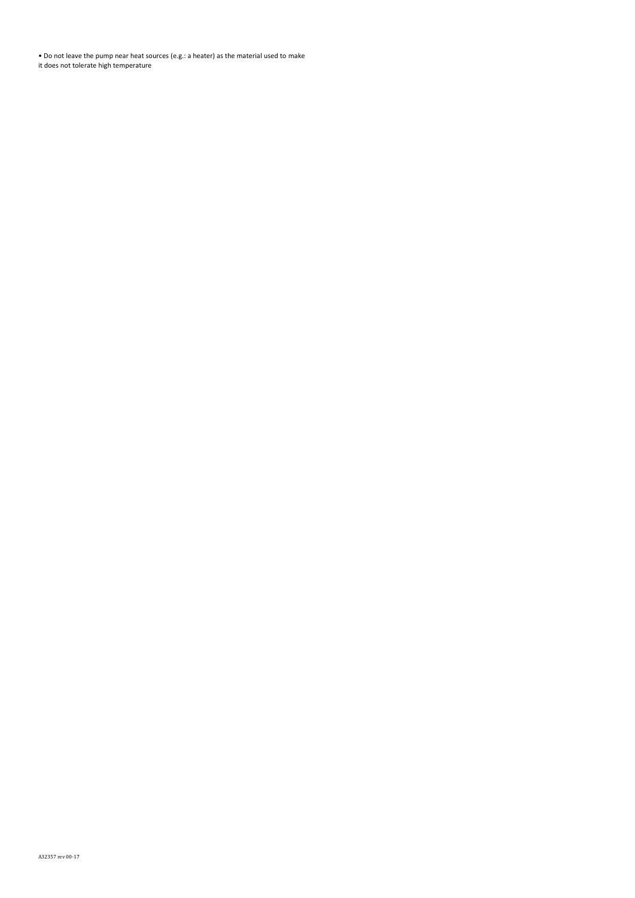- Do not leave the pump near heat sources (e.g.: a heater) as the material used to make it does not tolerate high temperature

A32357 rev 00-17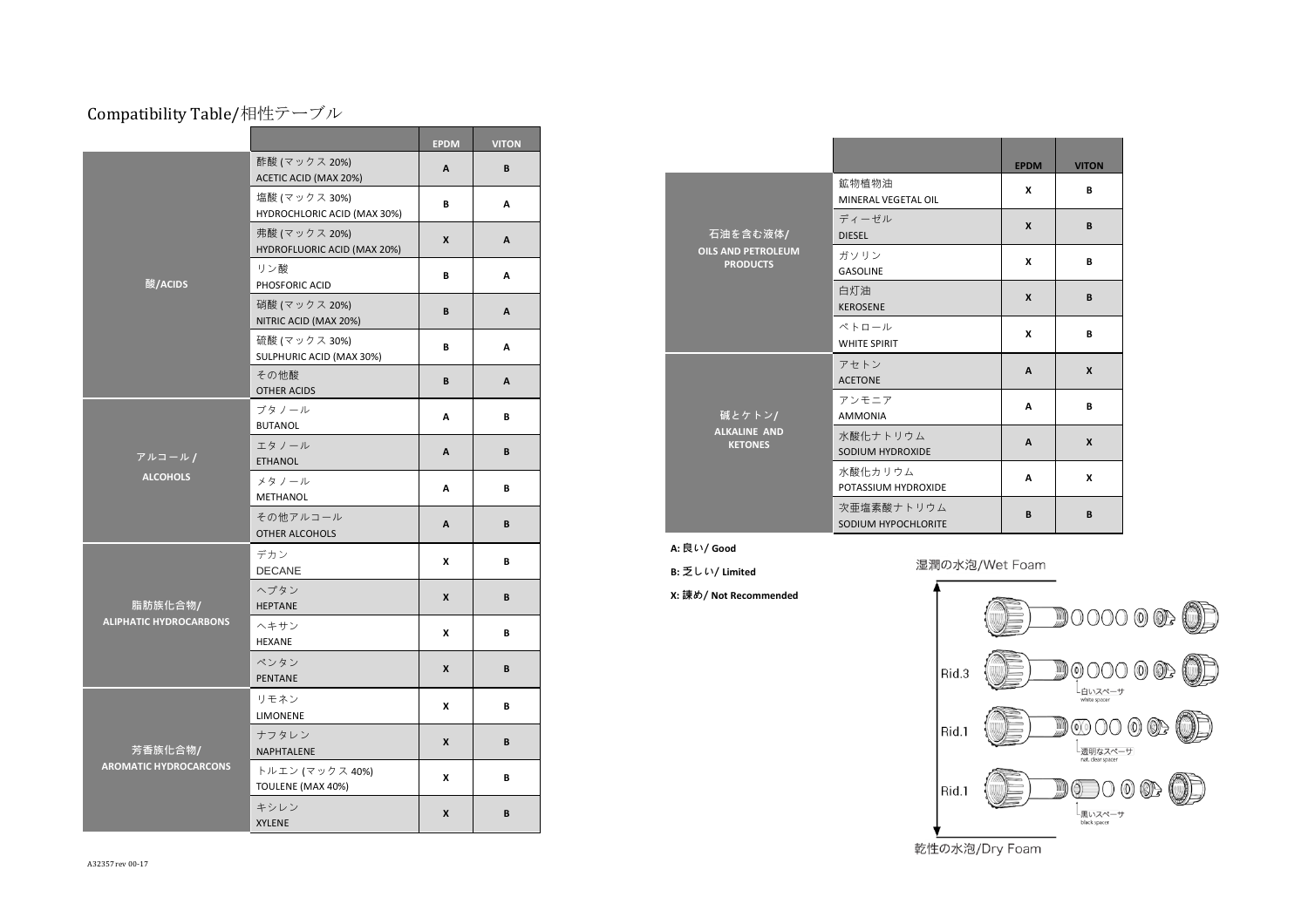# Compatibility Table/相性テーブル

| | | EPDM | VITON |
|---|---|---|---|
| 酸/ACIDS | 酢酸 (マックス 20%) ACETIC ACID (MAX 20%) | A | B |
| | 塩酸 (マックス 30%) HYDROCHLORIC ACID (MAX 30%) | B | A |
| | 弗酸 (マックス 20%) HYDROFLUORIC ACID (MAX 20%) | X | A |
| | リン酸 PHOSFORIC ACID | B | A |
| | 硝酸 (マックス 20%) NITRIC ACID (MAX 20%) | B | A |
| | 硫酸 (マックス 30%) SULPHURIC ACID (MAX 30%) | B | A |
| | その他酸 OTHER ACIDS | B | A |
| アルコール / ALCOHOLS | ブタノール BUTANOL | A | B |
| | エタノール ETHANOL | A | B |
| | メタノール METHANOL | A | B |
| | その他アルコール OTHER ALCOHOLS | A | B |
| 脂肪族化合物/ ALIPHATIC HYDROCARBONS | デカン DECANE | X | B |
| | ヘプタン HEPTANE | X | B |
| | ヘキサン HEXANE | X | B |
| | ペンタン PENTANE | X | B |
| 芳香族化合物/ AROMATIC HYDROCARCONS | リモネン LIMONENE | X | B |
| | ナフタレン NAPHTALENE | X | B |
| | トルエン (マックス 40%) TOULENE (MAX 40%) | X | B |
| | キシレン XYLENE | X | B |

| | | EPDM | VITON |
|---|---|---|---|
| 石油を含む液体/ OILS AND PETROLEUM PRODUCTS | 鉱物植物油 MINERAL VEGETAL OIL | X | B |
| | ディーゼル DIESEL | X | B |
| | ガソリン GASOLINE | X | B |
| | 白灯油 KEROSENE | X | B |
| | ペトロール WHITE SPIRIT | X | B |
| 碱とケトン/ ALKALINE AND KETONES | アセトン ACETONE | A | X |
| | アンモニア AMMONIA | A | B |
| | 水酸化ナトリウム SODIUM HYDROXIDE | A | X |
| | 水酸化カリウム POTASSIUM HYDROXIDE | A | X |
| | 次亜塩素酸ナトリウム SODIUM HYPOCHLORITE | B | B |

**A: 良い/ Good**

**B: 乏しい/ Limited**

**X: 諫め/ Not Recommended**

湿潤の水泡/Wet Foam

Rid.3

白いスペーサ
white spacer

Rid.1

透明なスペーサ
nat. clear spacer

Rid.1

黒いスペーサ
black spacer

乾性の水泡/Dry Foam

A32357 rev 00-17